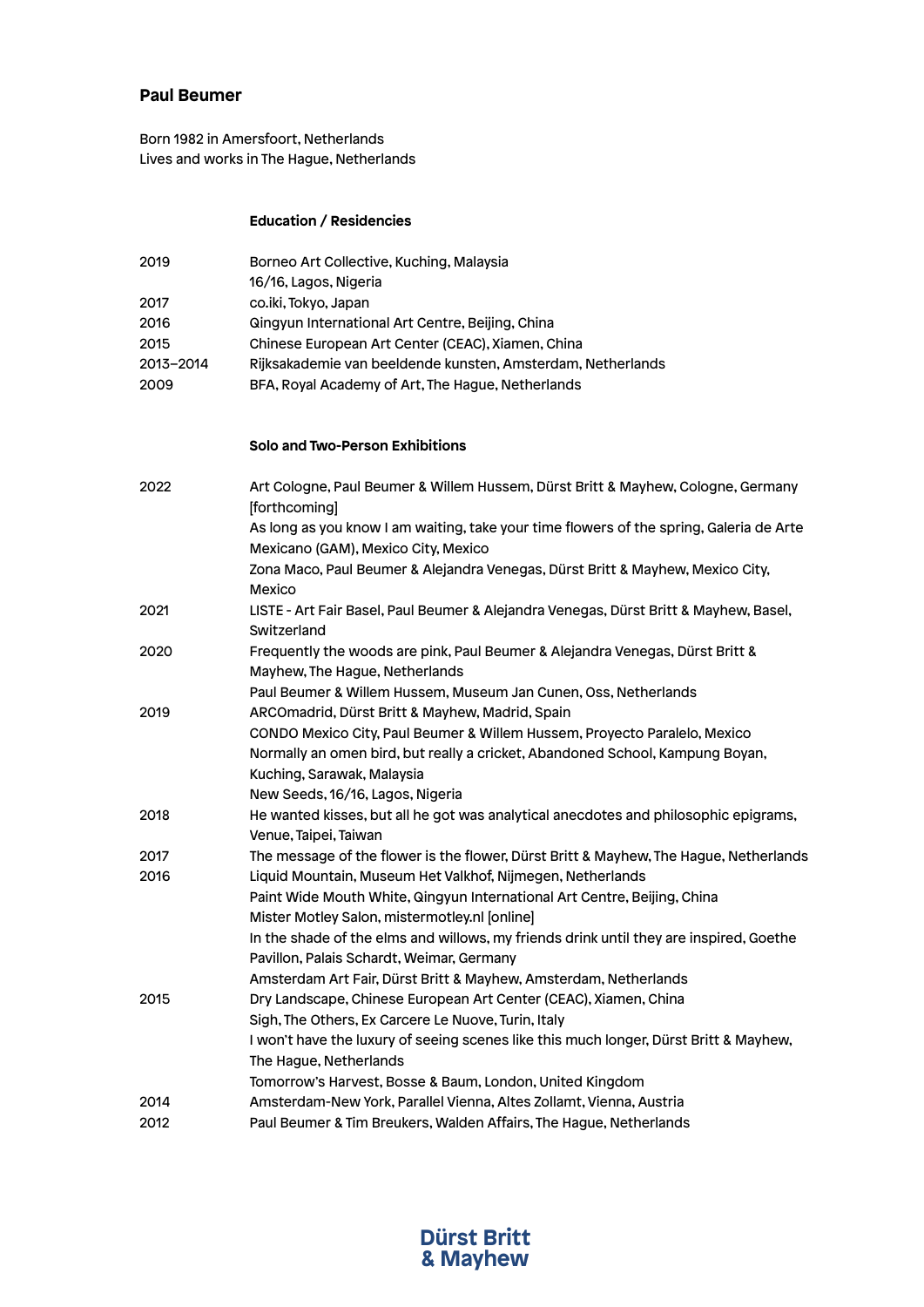# Paul Beumer

Born 1982 in Amersfoort, Netherlands
Lives and works in The Hague, Netherlands

## Education / Residencies

| | |
|---|---|
| 2019 | Borneo Art Collective, Kuching, Malaysia |
| | 16/16, Lagos, Nigeria |
| 2017 | co.iki, Tokyo, Japan |
| 2016 | Qingyun International Art Centre, Beijing, China |
| 2015 | Chinese European Art Center (CEAC), Xiamen, China |
| 2013–2014 | Rijksakademie van beeldende kunsten, Amsterdam, Netherlands |
| 2009 | BFA, Royal Academy of Art, The Hague, Netherlands |

## Solo and Two-Person Exhibitions

| | |
|---|---|
| 2022 | Art Cologne, Paul Beumer & Willem Hussem, Dürst Britt & Mayhew, Cologne, Germany [forthcoming] |
| | As long as you know I am waiting, take your time flowers of the spring, Galeria de Arte Mexicano (GAM), Mexico City, Mexico |
| | Zona Maco, Paul Beumer & Alejandra Venegas, Dürst Britt & Mayhew, Mexico City, Mexico |
| 2021 | LISTE - Art Fair Basel, Paul Beumer & Alejandra Venegas, Dürst Britt & Mayhew, Basel, Switzerland |
| 2020 | Frequently the woods are pink, Paul Beumer & Alejandra Venegas, Dürst Britt & Mayhew, The Hague, Netherlands |
| | Paul Beumer & Willem Hussem, Museum Jan Cunen, Oss, Netherlands |
| 2019 | ARCOmadrid, Dürst Britt & Mayhew, Madrid, Spain |
| | CONDO Mexico City, Paul Beumer & Willem Hussem, Proyecto Paralelo, Mexico |
| | Normally an omen bird, but really a cricket, Abandoned School, Kampung Boyan, Kuching, Sarawak, Malaysia |
| | New Seeds, 16/16, Lagos, Nigeria |
| 2018 | He wanted kisses, but all he got was analytical anecdotes and philosophic epigrams, Venue, Taipei, Taiwan |
| 2017 | The message of the flower is the flower, Dürst Britt & Mayhew, The Hague, Netherlands |
| 2016 | Liquid Mountain, Museum Het Valkhof, Nijmegen, Netherlands |
| | Paint Wide Mouth White, Qingyun International Art Centre, Beijing, China |
| | Mister Motley Salon, mistermotley.nl [online] |
| | In the shade of the elms and willows, my friends drink until they are inspired, Goethe Pavillon, Palais Schardt, Weimar, Germany |
| | Amsterdam Art Fair, Dürst Britt & Mayhew, Amsterdam, Netherlands |
| 2015 | Dry Landscape, Chinese European Art Center (CEAC), Xiamen, China |
| | Sigh, The Others, Ex Carcere Le Nuove, Turin, Italy |
| | I won't have the luxury of seeing scenes like this much longer, Dürst Britt & Mayhew, The Hague, Netherlands |
| | Tomorrow's Harvest, Bosse & Baum, London, United Kingdom |
| 2014 | Amsterdam-New York, Parallel Vienna, Altes Zollamt, Vienna, Austria |
| 2012 | Paul Beumer & Tim Breukers, Walden Affairs, The Hague, Netherlands |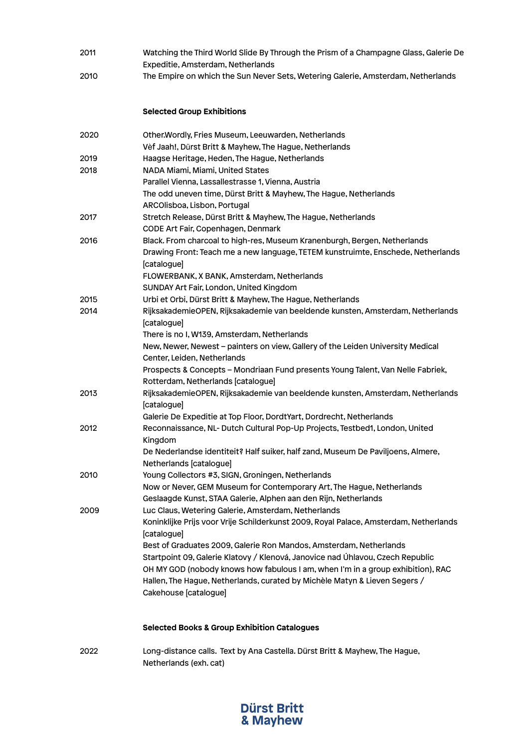| | |
|---|---|
| 2011 | Watching the Third World Slide By Through the Prism of a Champagne Glass, Galerie De Expeditie, Amsterdam, Netherlands |
| 2010 | The Empire on which the Sun Never Sets, Wetering Galerie, Amsterdam, Netherlands |

**Selected Group Exhibitions**

| | |
|---|---|
| 2020 | Other.Wordly, Fries Museum, Leeuwarden, Netherlands |
| | Vèf Jaah!, Dürst Britt & Mayhew, The Hague, Netherlands |
| 2019 | Haagse Heritage, Heden, The Hague, Netherlands |
| 2018 | NADA Miami, Miami, United States |
| | Parallel Vienna, Lassallestrasse 1, Vienna, Austria |
| | The odd uneven time, Dürst Britt & Mayhew, The Hague, Netherlands |
| | ARCOlisboa, Lisbon, Portugal |
| 2017 | Stretch Release, Dürst Britt & Mayhew, The Hague, Netherlands |
| | CODE Art Fair, Copenhagen, Denmark |
| 2016 | Black. From charcoal to high-res, Museum Kranenburgh, Bergen, Netherlands |
| | Drawing Front: Teach me a new language, TETEM kunstruimte, Enschede, Netherlands [catalogue] |
| | FLOWERBANK, X BANK, Amsterdam, Netherlands |
| | SUNDAY Art Fair, London, United Kingdom |
| 2015 | Urbi et Orbi, Dürst Britt & Mayhew, The Hague, Netherlands |
| 2014 | RijksakademieOPEN, Rijksakademie van beeldende kunsten, Amsterdam, Netherlands [catalogue] |
| | There is no I, W139, Amsterdam, Netherlands |
| | New, Newer, Newest – painters on view, Gallery of the Leiden University Medical Center, Leiden, Netherlands |
| | Prospects & Concepts – Mondriaan Fund presents Young Talent, Van Nelle Fabriek, Rotterdam, Netherlands [catalogue] |
| 2013 | RijksakademieOPEN, Rijksakademie van beeldende kunsten, Amsterdam, Netherlands [catalogue] |
| | Galerie De Expeditie at Top Floor, DordtYart, Dordrecht, Netherlands |
| 2012 | Reconnaissance, NL- Dutch Cultural Pop-Up Projects, Testbed1, London, United Kingdom |
| | De Nederlandse identiteit? Half suiker, half zand, Museum De Paviljoens, Almere, Netherlands [catalogue] |
| 2010 | Young Collectors #3, SIGN, Groningen, Netherlands |
| | Now or Never, GEM Museum for Contemporary Art, The Hague, Netherlands |
| | Geslaagde Kunst, STAA Galerie, Alphen aan den Rijn, Netherlands |
| 2009 | Luc Claus, Wetering Galerie, Amsterdam, Netherlands |
| | Koninklijke Prijs voor Vrije Schilderkunst 2009, Royal Palace, Amsterdam, Netherlands [catalogue] |
| | Best of Graduates 2009, Galerie Ron Mandos, Amsterdam, Netherlands |
| | Startpoint 09, Galerie Klatovy / Klenová, Janovice nad Úhlavou, Czech Republic |
| | OH MY GOD (nobody knows how fabulous I am, when I'm in a group exhibition), RAC Hallen, The Hague, Netherlands, curated by Michèle Matyn & Lieven Segers / Cakehouse [catalogue] |

**Selected Books & Group Exhibition Catalogues**

| | |
|---|---|
| 2022 | Long-distance calls. Text by Ana Castella. Dürst Britt & Mayhew, The Hague, Netherlands (exh. cat) |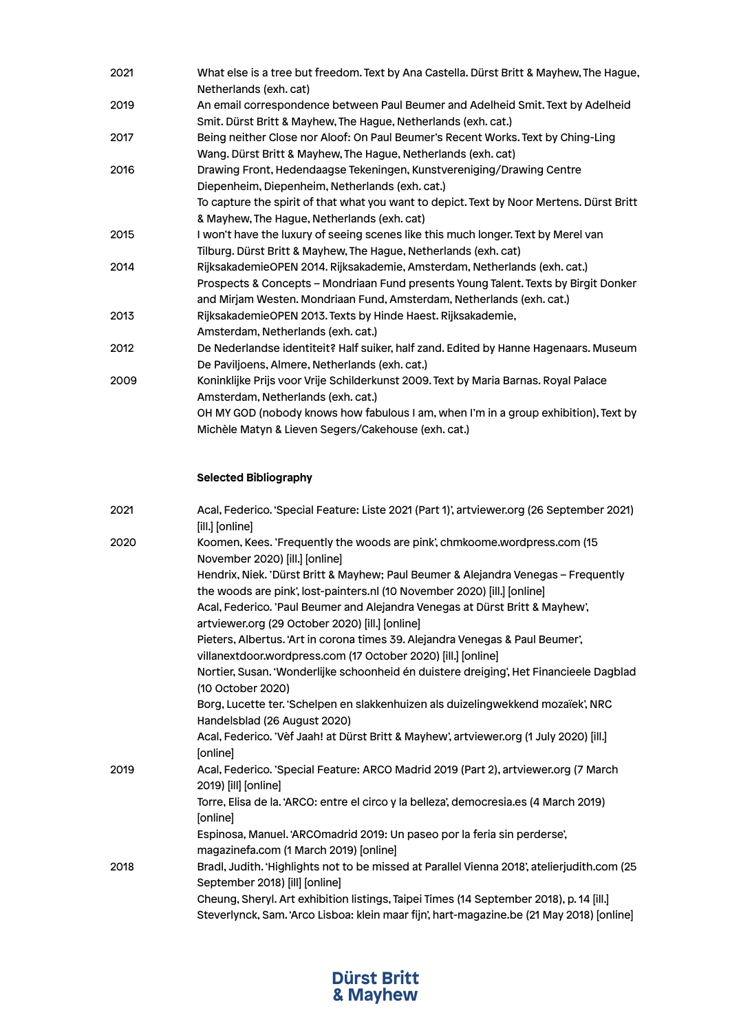| | |
|---|---|
| 2021 | What else is a tree but freedom. Text by Ana Castella. Dürst Britt & Mayhew, The Hague, Netherlands (exh. cat) |
| 2019 | An email correspondence between Paul Beumer and Adelheid Smit. Text by Adelheid Smit. Dürst Britt & Mayhew, The Hague, Netherlands (exh. cat.) |
| 2017 | Being neither Close nor Aloof: On Paul Beumer's Recent Works. Text by Ching-Ling Wang. Dürst Britt & Mayhew, The Hague, Netherlands (exh. cat) |
| 2016 | Drawing Front, Hedendaagse Tekeningen, Kunstvereniging/Drawing Centre Diepenheim, Diepenheim, Netherlands (exh. cat.) |
| | To capture the spirit of that what you want to depict. Text by Noor Mertens. Dürst Britt & Mayhew, The Hague, Netherlands (exh. cat.) |
| 2015 | I won't have the luxury of seeing scenes like this much longer. Text by Merel van Tilburg. Dürst Britt & Mayhew, The Hague, Netherlands (exh. cat) |
| 2014 | RijksakademieOPEN 2014. Rijksakademie, Amsterdam, Netherlands (exh. cat.) |
| | Prospects & Concepts – Mondriaan Fund presents Young Talent. Texts by Birgit Donker and Mirjam Westen. Mondriaan Fund, Amsterdam, Netherlands (exh. cat.) |
| 2013 | RijksakademieOPEN 2013. Texts by Hinde Haest. Rijksakademie, Amsterdam, Netherlands (exh. cat.) |
| 2012 | De Nederlandse identiteit? Half suiker, half zand. Edited by Hanne Hagenaars. Museum De Paviljoens, Almere, Netherlands (exh. cat.) |
| 2009 | Koninklijke Prijs voor Vrije Schilderkunst 2009. Text by Maria Barnas. Royal Palace Amsterdam, Netherlands (exh. cat.) |
| | OH MY GOD (nobody knows how fabulous I am, when I'm in a group exhibition), Text by Michèle Matyn & Lieven Segers/Cakehouse (exh. cat.) |

**Selected Bibliography**

| | |
|---|---|
| 2021 | Acal, Federico. 'Special Feature: Liste 2021 (Part 1)', artviewer.org (26 September 2021) [ill.] [online] |
| 2020 | Koomen, Kees. 'Frequently the woods are pink', chmkoome.wordpress.com (15 November 2020) [ill.] [online] |
| | Hendrix, Niek. 'Dürst Britt & Mayhew; Paul Beumer & Alejandra Venegas – Frequently the woods are pink', lost-painters.nl (10 November 2020) [ill.] [online] |
| | Acal, Federico. 'Paul Beumer and Alejandra Venegas at Dürst Britt & Mayhew', artviewer.org (29 October 2020) [ill.] [online] |
| | Pieters, Albertus. 'Art in corona times 39. Alejandra Venegas & Paul Beumer', villanextdoor.wordpress.com (17 October 2020) [ill.] [online] |
| | Nortier, Susan. 'Wonderlijke schoonheid én duistere dreiging', Het Financieele Dagblad (10 October 2020) |
| | Borg, Lucette ter. 'Schelpen en slakkenhuizen als duizelingwekkend mozaïek', NRC Handelsblad (26 August 2020) |
| | Acal, Federico. 'Vèf Jaah! at Dürst Britt & Mayhew', artviewer.org (1 July 2020) [ill.] [online] |
| 2019 | Acal, Federico. 'Special Feature: ARCO Madrid 2019 (Part 2), artviewer.org (7 March 2019) [ill] [online] |
| | Torre, Elisa de la. 'ARCO: entre el circo y la belleza', democresia.es (4 March 2019) [online] |
| | Espinosa, Manuel. 'ARCOmadrid 2019: Un paseo por la feria sin perderse', magazinefa.com (1 March 2019) [online] |
| 2018 | Bradl, Judith. 'Highlights not to be missed at Parallel Vienna 2018', atelierjudith.com (25 September 2018) [ill] [online] |
| | Cheung, Sheryl. Art exhibition listings, Taipei Times (14 September 2018), p. 14 [ill.] |
| | Steverlynck, Sam. 'Arco Lisboa: klein maar fijn', hart-magazine.be (21 May 2018) [online] |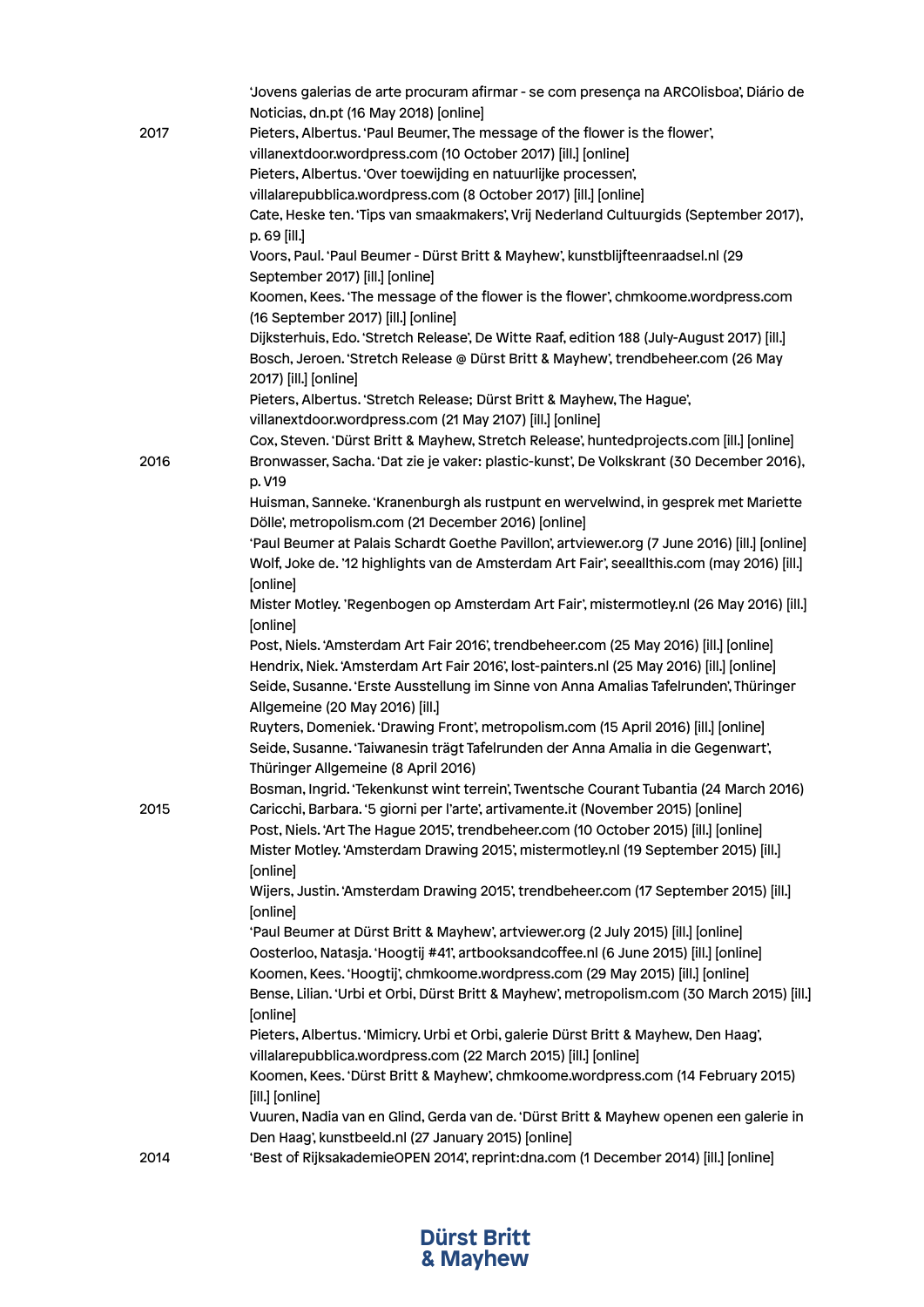'Jovens galerias de arte procuram afirmar - se com presença na ARCOlisboa', Diário de Noticias, dn.pt (16 May 2018) [online]

2017

Pieters, Albertus. 'Paul Beumer, The message of the flower is the flower', villanextdoor.wordpress.com (10 October 2017) [ill.] [online]
Pieters, Albertus. 'Over toewijding en natuurlijke processen', villalarepubblica.wordpress.com (8 October 2017) [ill.] [online]
Cate, Heske ten. 'Tips van smaakmakers', Vrij Nederland Cultuurgids (September 2017), p. 69 [ill.]
Voors, Paul. 'Paul Beumer - Dürst Britt & Mayhew', kunstblijfteenraadsel.nl (29 September 2017) [ill.] [online]
Koomen, Kees. 'The message of the flower is the flower', chmkoome.wordpress.com (16 September 2017) [ill.] [online]
Dijksterhuis, Edo. 'Stretch Release', De Witte Raaf, edition 188 (July-August 2017) [ill.]
Bosch, Jeroen. 'Stretch Release @ Dürst Britt & Mayhew', trendbeheer.com (26 May 2017) [ill.] [online]
Pieters, Albertus. 'Stretch Release; Dürst Britt & Mayhew, The Hague', villanextdoor.wordpress.com (21 May 2107) [ill.] [online]
Cox, Steven. 'Dürst Britt & Mayhew, Stretch Release', huntedprojects.com [ill.] [online]

2016

Bronwasser, Sacha. 'Dat zie je vaker: plastic-kunst', De Volkskrant (30 December 2016), p. V19
Huisman, Sanneke. 'Kranenburgh als rustpunt en wervelwind, in gesprek met Mariette Dölle', metropolism.com (21 December 2016) [online]
'Paul Beumer at Palais Schardt Goethe Pavillon', artviewer.org (7 June 2016) [ill.] [online]
Wolf, Joke de. '12 highlights van de Amsterdam Art Fair', seeallthis.com (may 2016) [ill.] [online]
Mister Motley. 'Regenbogen op Amsterdam Art Fair', mistermotley.nl (26 May 2016) [ill.] [online]
Post, Niels. 'Amsterdam Art Fair 2016', trendbeheer.com (25 May 2016) [ill.] [online]
Hendrix, Niek. 'Amsterdam Art Fair 2016', lost-painters.nl (25 May 2016) [ill.] [online]
Seide, Susanne. 'Erste Ausstellung im Sinne von Anna Amalias Tafelrunden', Thüringer Allgemeine (20 May 2016) [ill.]
Ruyters, Domeniek. 'Drawing Front', metropolism.com (15 April 2016) [ill.] [online]
Seide, Susanne. 'Taiwanesin trägt Tafelrunden der Anna Amalia in die Gegenwart', Thüringer Allgemeine (8 April 2016)
Bosman, Ingrid. 'Tekenkunst wint terrein', Twentsche Courant Tubantia (24 March 2016)

2015

Caricchi, Barbara. '5 giorni per l'arte', artivamente.it (November 2015) [online]
Post, Niels. 'Art The Hague 2015', trendbeheer.com (10 October 2015) [ill.] [online]
Mister Motley. 'Amsterdam Drawing 2015', mistermotley.nl (19 September 2015) [ill.] [online]
Wijers, Justin. 'Amsterdam Drawing 2015', trendbeheer.com (17 September 2015) [ill.] [online]
'Paul Beumer at Dürst Britt & Mayhew', artviewer.org (2 July 2015) [ill.] [online]
Oosterloo, Natasja. 'Hoogtij #41', artbooksandcoffee.nl (6 June 2015) [ill.] [online]
Koomen, Kees. 'Hoogtij', chmkoome.wordpress.com (29 May 2015) [ill.] [online]
Bense, Lilian. 'Urbi et Orbi, Dürst Britt & Mayhew', metropolism.com (30 March 2015) [ill.] [online]
Pieters, Albertus. 'Mimicry. Urbi et Orbi, galerie Dürst Britt & Mayhew, Den Haag', villalarepubblica.wordpress.com (22 March 2015) [ill.] [online]
Koomen, Kees. 'Dürst Britt & Mayhew', chmkoome.wordpress.com (14 February 2015) [ill.] [online]
Vuuren, Nadia van en Glind, Gerda van de. 'Dürst Britt & Mayhew openen een galerie in Den Haag', kunstbeeld.nl (27 January 2015) [online]

2014

'Best of RijksakademieOPEN 2014', reprint:dna.com (1 December 2014) [ill.] [online]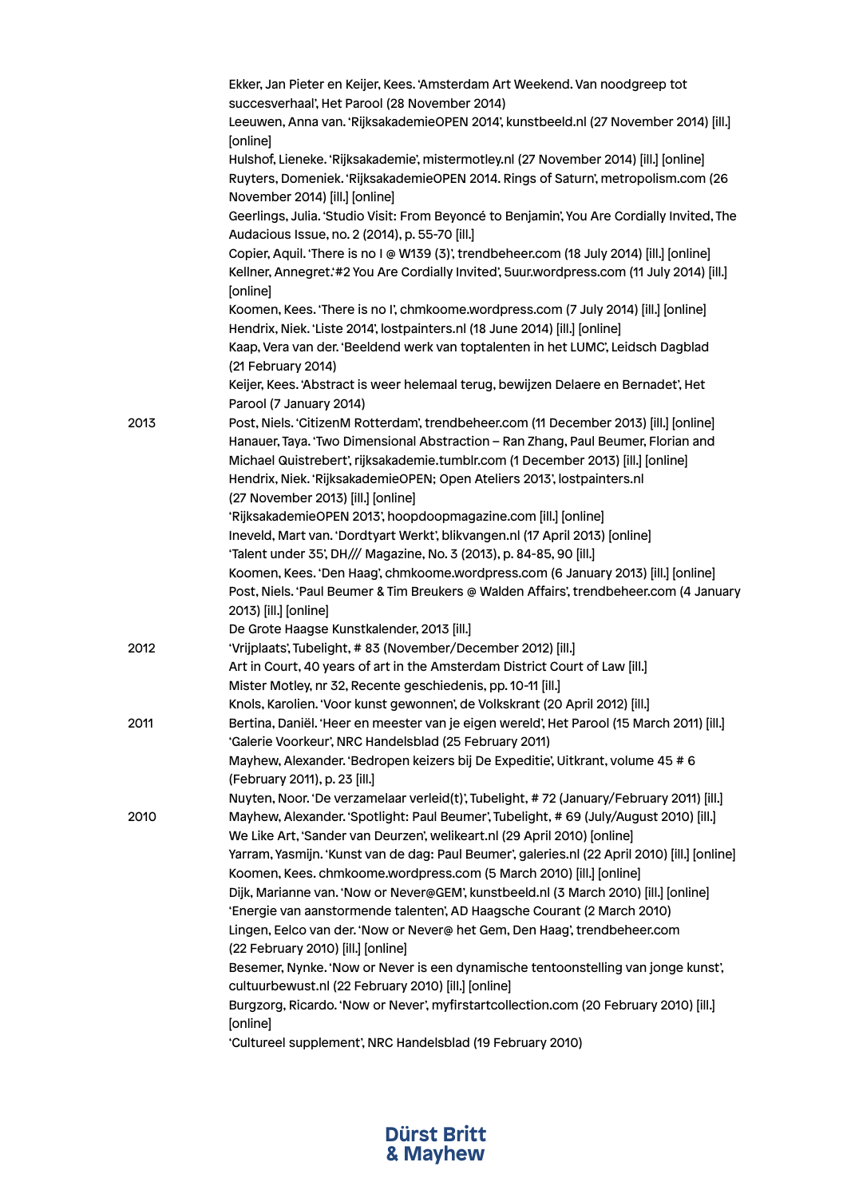Ekker, Jan Pieter en Keijer, Kees. 'Amsterdam Art Weekend. Van noodgreep tot succesverhaal', Het Parool (28 November 2014)
Leeuwen, Anna van. 'RijksakademieOPEN 2014', kunstbeeld.nl (27 November 2014) [ill.] [online]
Hulshof, Lieneke. 'Rijksakademie', mistermotley.nl (27 November 2014) [ill.] [online]
Ruyters, Domeniek. 'RijksakademieOPEN 2014. Rings of Saturn', metropolism.com (26 November 2014) [ill.] [online]
Geerlings, Julia. 'Studio Visit: From Beyoncé to Benjamin', You Are Cordially Invited, The Audacious Issue, no. 2 (2014), p. 55-70 [ill.]
Copier, Aquil. 'There is no I @ W139 (3)', trendbeheer.com (18 July 2014) [ill.] [online]
Kellner, Annegret.'#2 You Are Cordially Invited', 5uur.wordpress.com (11 July 2014) [ill.] [online]
Koomen, Kees. 'There is no I', chmkoome.wordpress.com (7 July 2014) [ill.] [online]
Hendrix, Niek. 'Liste 2014', lostpainters.nl (18 June 2014) [ill.] [online]
Kaap, Vera van der. 'Beeldend werk van toptalenten in het LUMC', Leidsch Dagblad (21 February 2014)
Keijer, Kees. 'Abstract is weer helemaal terug, bewijzen Delaere en Bernadet', Het Parool (7 January 2014)

2013
Post, Niels. 'CitizenM Rotterdam', trendbeheer.com (11 December 2013) [ill.] [online]
Hanauer, Taya. 'Two Dimensional Abstraction – Ran Zhang, Paul Beumer, Florian and Michael Quistrebert', rijksakademie.tumblr.com (1 December 2013) [ill.] [online]
Hendrix, Niek. 'RijksakademieOPEN; Open Ateliers 2013', lostpainters.nl (27 November 2013) [ill.] [online]
'RijksakademieOPEN 2013', hoopdoopmagazine.com [ill.] [online]
Ineveld, Mart van. 'Dordtyart Werkt', blikvangen.nl (17 April 2013) [online]
'Talent under 35', DH/// Magazine, No. 3 (2013), p. 84-85, 90 [ill.]
Koomen, Kees. 'Den Haag', chmkoome.wordpress.com (6 January 2013) [ill.] [online]
Post, Niels. 'Paul Beumer & Tim Breukers @ Walden Affairs', trendbeheer.com (4 January 2013) [ill.] [online]
De Grote Haagse Kunstkalender, 2013 [ill.]

2012
'Vrijplaats', Tubelight, # 83 (November/December 2012) [ill.]
Art in Court, 40 years of art in the Amsterdam District Court of Law [ill.]
Mister Motley, nr 32, Recente geschiedenis, pp. 10-11 [ill.]
Knols, Karolien. 'Voor kunst gewonnen', de Volkskrant (20 April 2012) [ill.]

2011
Bertina, Daniël. 'Heer en meester van je eigen wereld', Het Parool (15 March 2011) [ill.]
'Galerie Voorkeur', NRC Handelsblad (25 February 2011)
Mayhew, Alexander. 'Bedropen keizers bij De Expeditie', Uitkrant, volume 45 # 6 (February 2011), p. 23 [ill.]
Nuyten, Noor. 'De verzamelaar verleid(t)', Tubelight, # 72 (January/February 2011) [ill.]

2010
Mayhew, Alexander. 'Spotlight: Paul Beumer', Tubelight, # 69 (July/August 2010) [ill.]
We Like Art, 'Sander van Deurzen', welikeart.nl (29 April 2010) [online]
Yarram, Yasmijn. 'Kunst van de dag: Paul Beumer', galeries.nl (22 April 2010) [ill.] [online]
Koomen, Kees. chmkoome.wordpress.com (5 March 2010) [ill.] [online]
Dijk, Marianne van. 'Now or Never@GEM', kunstbeeld.nl (3 March 2010) [ill.] [online]
'Energie van aanstormende talenten', AD Haagsche Courant (2 March 2010)
Lingen, Eelco van der. 'Now or Never@ het Gem, Den Haag', trendbeheer.com (22 February 2010) [ill.] [online]
Besemer, Nynke. 'Now or Never is een dynamische tentoonstelling van jonge kunst', cultuurbewust.nl (22 February 2010) [ill.] [online]
Burgzorg, Ricardo. 'Now or Never', myfirstartcollection.com (20 February 2010) [ill.] [online]
'Cultureel supplement', NRC Handelsblad (19 February 2010)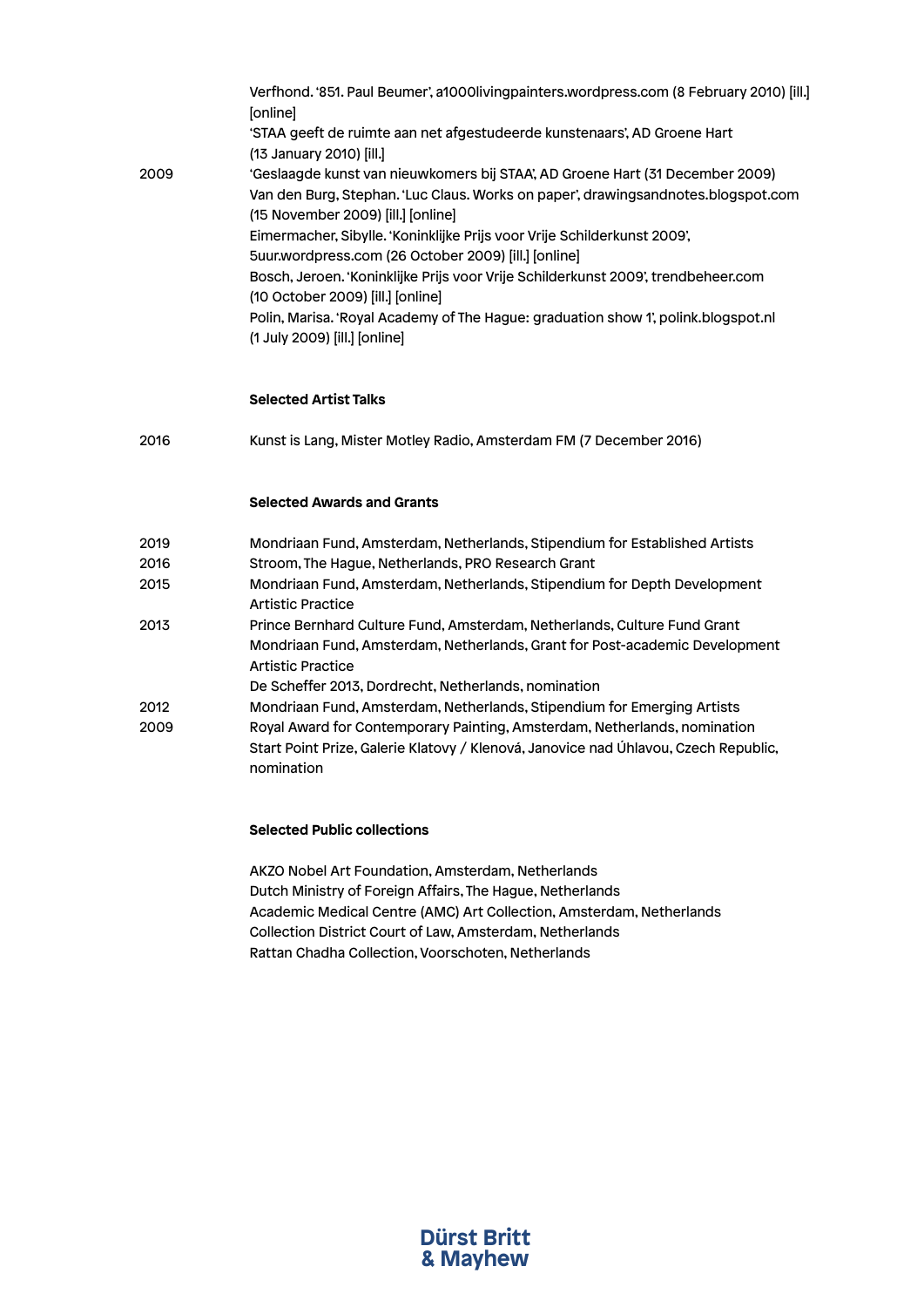Verfhond. '851. Paul Beumer', a1000livingpainters.wordpress.com (8 February 2010) [ill.] [online]

'STAA geeft de ruimte aan net afgestudeerde kunstenaars', AD Groene Hart (13 January 2010) [ill.]

2009 'Geslaagde kunst van nieuwkomers bij STAA', AD Groene Hart (31 December 2009)

Van den Burg, Stephan. 'Luc Claus. Works on paper', drawingsandnotes.blogspot.com (15 November 2009) [ill.] [online]

Eimermacher, Sibylle. 'Koninklijke Prijs voor Vrije Schilderkunst 2009', 5uur.wordpress.com (26 October 2009) [ill.] [online]

Bosch, Jeroen. 'Koninklijke Prijs voor Vrije Schilderkunst 2009', trendbeheer.com (10 October 2009) [ill.] [online]

Polin, Marisa. 'Royal Academy of The Hague: graduation show 1', polink.blogspot.nl (1 July 2009) [ill.] [online]

### Selected Artist Talks

2016 Kunst is Lang, Mister Motley Radio, Amsterdam FM (7 December 2016)

### Selected Awards and Grants

2019 Mondriaan Fund, Amsterdam, Netherlands, Stipendium for Established Artists

2016 Stroom, The Hague, Netherlands, PRO Research Grant

2015 Mondriaan Fund, Amsterdam, Netherlands, Stipendium for Depth Development Artistic Practice

2013 Prince Bernhard Culture Fund, Amsterdam, Netherlands, Culture Fund Grant

Mondriaan Fund, Amsterdam, Netherlands, Grant for Post-academic Development Artistic Practice

De Scheffer 2013, Dordrecht, Netherlands, nomination

2012 Mondriaan Fund, Amsterdam, Netherlands, Stipendium for Emerging Artists

2009 Royal Award for Contemporary Painting, Amsterdam, Netherlands, nomination

Start Point Prize, Galerie Klatovy / Klenová, Janovice nad Úhlavou, Czech Republic, nomination

### Selected Public collections

AKZO Nobel Art Foundation, Amsterdam, Netherlands

Dutch Ministry of Foreign Affairs, The Hague, Netherlands

Academic Medical Centre (AMC) Art Collection, Amsterdam, Netherlands

Collection District Court of Law, Amsterdam, Netherlands

Rattan Chadha Collection, Voorschoten, Netherlands